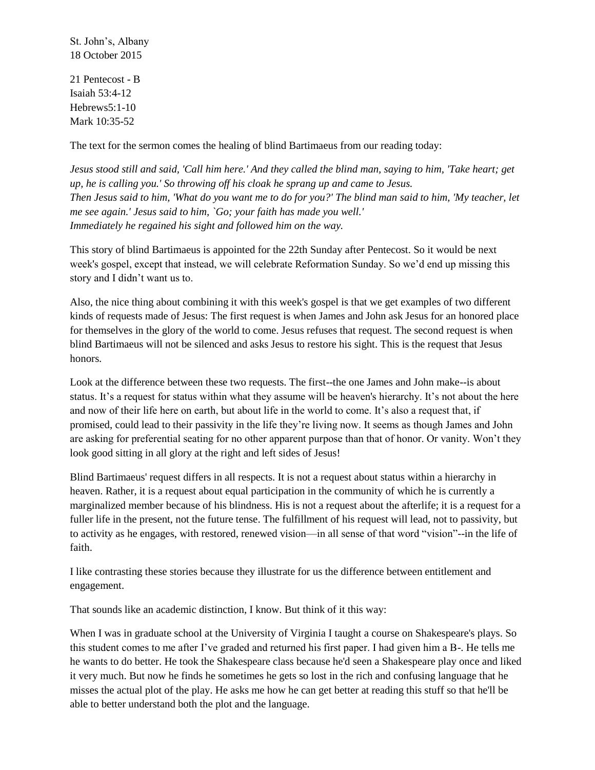St. John's, Albany
18 October 2015

21 Pentecost - B
Isaiah 53:4-12
Hebrews5:1-10
Mark 10:35-52

The text for the sermon comes the healing of blind Bartimaeus from our reading today:

*Jesus stood still and said, 'Call him here.' And they called the blind man, saying to him, 'Take heart; get up, he is calling you.' So throwing off his cloak he sprang up and came to Jesus.*
*Then Jesus said to him, 'What do you want me to do for you?' The blind man said to him, 'My teacher, let me see again.' Jesus said to him, `Go; your faith has made you well.'*
*Immediately he regained his sight and followed him on the way.*

This story of blind Bartimaeus is appointed for the 22th Sunday after Pentecost. So it would be next week's gospel, except that instead, we will celebrate Reformation Sunday. So we'd end up missing this story and I didn't want us to.

Also, the nice thing about combining it with this week's gospel is that we get examples of two different kinds of requests made of Jesus: The first request is when James and John ask Jesus for an honored place for themselves in the glory of the world to come. Jesus refuses that request. The second request is when blind Bartimaeus will not be silenced and asks Jesus to restore his sight. This is the request that Jesus honors.

Look at the difference between these two requests. The first--the one James and John make--is about status. It's a request for status within what they assume will be heaven's hierarchy. It's not about the here and now of their life here on earth, but about life in the world to come. It's also a request that, if promised, could lead to their passivity in the life they're living now. It seems as though James and John are asking for preferential seating for no other apparent purpose than that of honor. Or vanity. Won't they look good sitting in all glory at the right and left sides of Jesus!

Blind Bartimaeus' request differs in all respects. It is not a request about status within a hierarchy in heaven. Rather, it is a request about equal participation in the community of which he is currently a marginalized member because of his blindness. His is not a request about the afterlife; it is a request for a fuller life in the present, not the future tense. The fulfillment of his request will lead, not to passivity, but to activity as he engages, with restored, renewed vision—in all sense of that word "vision"--in the life of faith.

I like contrasting these stories because they illustrate for us the difference between entitlement and engagement.

That sounds like an academic distinction, I know. But think of it this way:

When I was in graduate school at the University of Virginia I taught a course on Shakespeare's plays. So this student comes to me after I've graded and returned his first paper. I had given him a B-. He tells me he wants to do better. He took the Shakespeare class because he'd seen a Shakespeare play once and liked it very much. But now he finds he sometimes he gets so lost in the rich and confusing language that he misses the actual plot of the play. He asks me how he can get better at reading this stuff so that he'll be able to better understand both the plot and the language.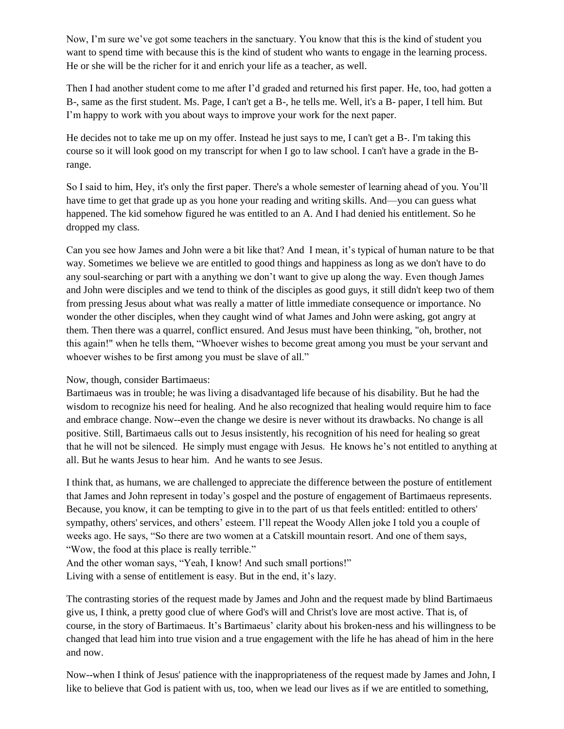Now, I'm sure we've got some teachers in the sanctuary. You know that this is the kind of student you want to spend time with because this is the kind of student who wants to engage in the learning process. He or she will be the richer for it and enrich your life as a teacher, as well.

Then I had another student come to me after I'd graded and returned his first paper. He, too, had gotten a B-, same as the first student. Ms. Page, I can't get a B-, he tells me. Well, it's a B- paper, I tell him. But I'm happy to work with you about ways to improve your work for the next paper.

He decides not to take me up on my offer. Instead he just says to me, I can't get a B-. I'm taking this course so it will look good on my transcript for when I go to law school. I can't have a grade in the B-range.

So I said to him, Hey, it's only the first paper. There's a whole semester of learning ahead of you. You'll have time to get that grade up as you hone your reading and writing skills. And—you can guess what happened. The kid somehow figured he was entitled to an A. And I had denied his entitlement. So he dropped my class.

Can you see how James and John were a bit like that? And I mean, it's typical of human nature to be that way. Sometimes we believe we are entitled to good things and happiness as long as we don't have to do any soul-searching or part with a anything we don't want to give up along the way. Even though James and John were disciples and we tend to think of the disciples as good guys, it still didn't keep two of them from pressing Jesus about what was really a matter of little immediate consequence or importance. No wonder the other disciples, when they caught wind of what James and John were asking, got angry at them. Then there was a quarrel, conflict ensured. And Jesus must have been thinking, "oh, brother, not this again!" when he tells them, "Whoever wishes to become great among you must be your servant and whoever wishes to be first among you must be slave of all."

Now, though, consider Bartimaeus:
Bartimaeus was in trouble; he was living a disadvantaged life because of his disability. But he had the wisdom to recognize his need for healing. And he also recognized that healing would require him to face and embrace change. Now--even the change we desire is never without its drawbacks. No change is all positive. Still, Bartimaeus calls out to Jesus insistently, his recognition of his need for healing so great that he will not be silenced. He simply must engage with Jesus. He knows he's not entitled to anything at all. But he wants Jesus to hear him. And he wants to see Jesus.

I think that, as humans, we are challenged to appreciate the difference between the posture of entitlement that James and John represent in today's gospel and the posture of engagement of Bartimaeus represents. Because, you know, it can be tempting to give in to the part of us that feels entitled: entitled to others' sympathy, others' services, and others' esteem. I'll repeat the Woody Allen joke I told you a couple of weeks ago. He says, "So there are two women at a Catskill mountain resort. And one of them says, "Wow, the food at this place is really terrible."
And the other woman says, "Yeah, I know! And such small portions!"
Living with a sense of entitlement is easy. But in the end, it's lazy.

The contrasting stories of the request made by James and John and the request made by blind Bartimaeus give us, I think, a pretty good clue of where God's will and Christ's love are most active. That is, of course, in the story of Bartimaeus. It's Bartimaeus' clarity about his broken-ness and his willingness to be changed that lead him into true vision and a true engagement with the life he has ahead of him in the here and now.

Now--when I think of Jesus' patience with the inappropriateness of the request made by James and John, I like to believe that God is patient with us, too, when we lead our lives as if we are entitled to something,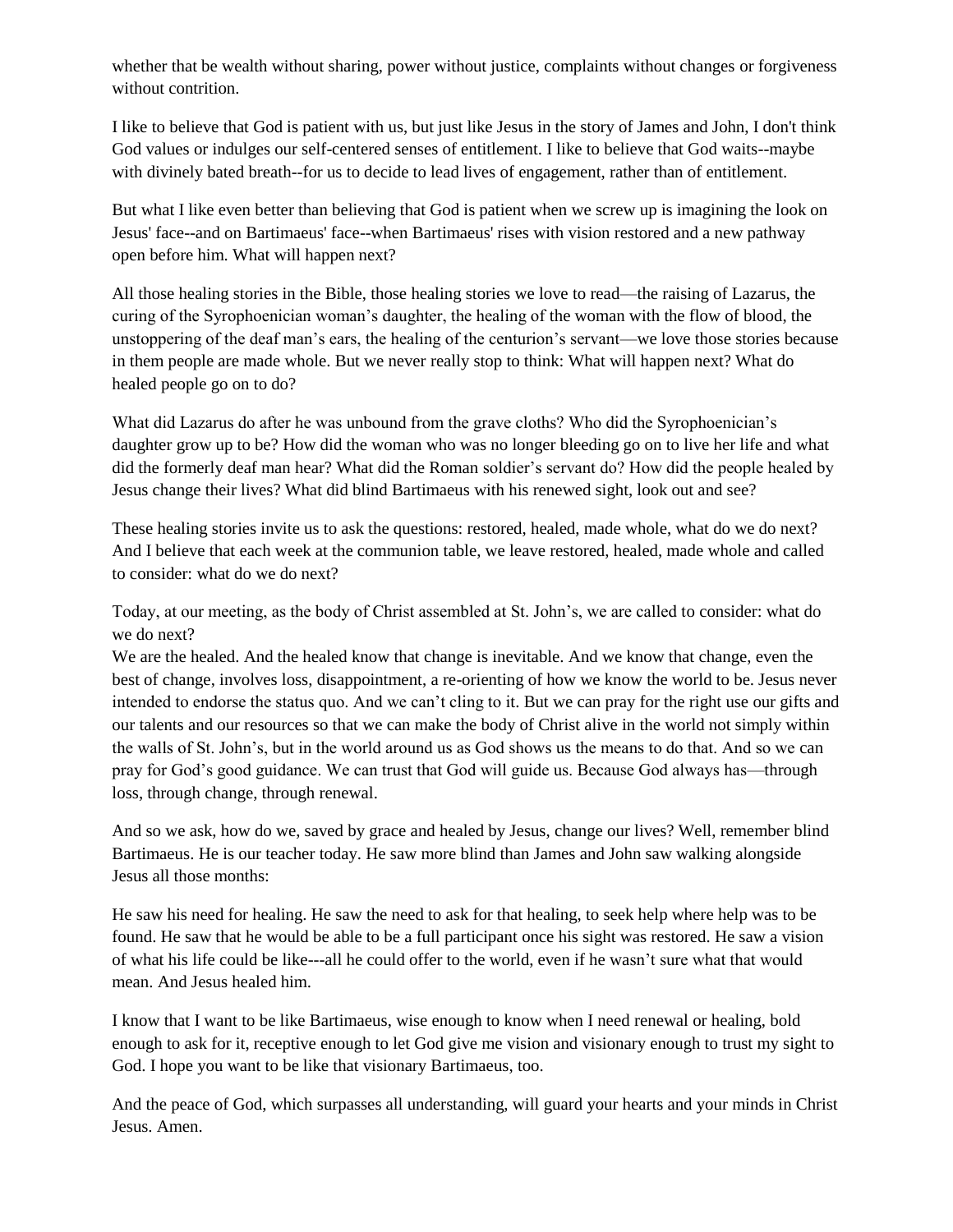whether that be wealth without sharing, power without justice, complaints without changes or forgiveness without contrition.

I like to believe that God is patient with us, but just like Jesus in the story of James and John, I don't think God values or indulges our self-centered senses of entitlement. I like to believe that God waits--maybe with divinely bated breath--for us to decide to lead lives of engagement, rather than of entitlement.

But what I like even better than believing that God is patient when we screw up is imagining the look on Jesus' face--and on Bartimaeus' face--when Bartimaeus' rises with vision restored and a new pathway open before him. What will happen next?

All those healing stories in the Bible, those healing stories we love to read—the raising of Lazarus, the curing of the Syrophoenician woman's daughter, the healing of the woman with the flow of blood, the unstoppering of the deaf man's ears, the healing of the centurion's servant—we love those stories because in them people are made whole. But we never really stop to think: What will happen next? What do healed people go on to do?

What did Lazarus do after he was unbound from the grave cloths? Who did the Syrophoenician's daughter grow up to be? How did the woman who was no longer bleeding go on to live her life and what did the formerly deaf man hear? What did the Roman soldier's servant do? How did the people healed by Jesus change their lives? What did blind Bartimaeus with his renewed sight, look out and see?

These healing stories invite us to ask the questions: restored, healed, made whole, what do we do next? And I believe that each week at the communion table, we leave restored, healed, made whole and called to consider: what do we do next?

Today, at our meeting, as the body of Christ assembled at St. John's, we are called to consider: what do we do next?

We are the healed. And the healed know that change is inevitable. And we know that change, even the best of change, involves loss, disappointment, a re-orienting of how we know the world to be. Jesus never intended to endorse the status quo. And we can't cling to it. But we can pray for the right use our gifts and our talents and our resources so that we can make the body of Christ alive in the world not simply within the walls of St. John's, but in the world around us as God shows us the means to do that. And so we can pray for God's good guidance. We can trust that God will guide us. Because God always has—through loss, through change, through renewal.

And so we ask, how do we, saved by grace and healed by Jesus, change our lives? Well, remember blind Bartimaeus. He is our teacher today. He saw more blind than James and John saw walking alongside Jesus all those months:

He saw his need for healing. He saw the need to ask for that healing, to seek help where help was to be found. He saw that he would be able to be a full participant once his sight was restored. He saw a vision of what his life could be like---all he could offer to the world, even if he wasn't sure what that would mean. And Jesus healed him.

I know that I want to be like Bartimaeus, wise enough to know when I need renewal or healing, bold enough to ask for it, receptive enough to let God give me vision and visionary enough to trust my sight to God. I hope you want to be like that visionary Bartimaeus, too.

And the peace of God, which surpasses all understanding, will guard your hearts and your minds in Christ Jesus. Amen.